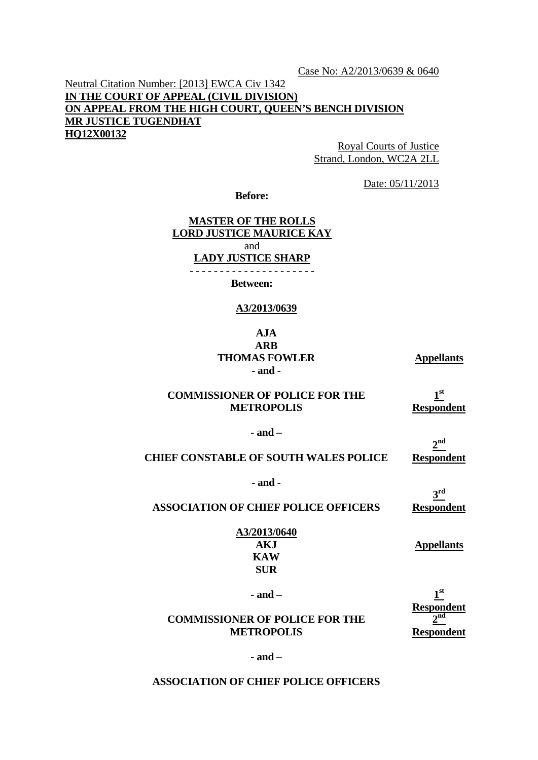Case No: A2/2013/0639 & 0640

Neutral Citation Number: [2013] EWCA Civ 1342

**IN THE COURT OF APPEAL (CIVIL DIVISION)**
**ON APPEAL FROM THE HIGH COURT, QUEEN'S BENCH DIVISION**
**MR JUSTICE TUGENDHAT**
**HQ12X00132**

Royal Courts of Justice
Strand, London, WC2A 2LL

Date: 05/11/2013

**Before:**

**MASTER OF THE ROLLS**
**LORD JUSTICE MAURICE KAY**
and
**LADY JUSTICE SHARP**

- - - - - - - - - - - - - - - - - - - -

**Between:**

**A3/2013/0639**

| | |
|---|---|
| **AJA** **ARB** **THOMAS FOWLER** | **Appellants** |
| **- and -** | |
| **COMMISSIONER OF POLICE FOR THE METROPOLIS** | **1st Respondent** |
| **- and –** | |
| **CHIEF CONSTABLE OF SOUTH WALES POLICE** | **2nd Respondent** |
| **- and -** | |
| **ASSOCIATION OF CHIEF POLICE OFFICERS** | **3rd Respondent** |

**A3/2013/0640**

| | |
|---|---|
| **AKJ** **KAW** **SUR** | **Appellants** |
| **- and –** | **1st Respondent** |
| **COMMISSIONER OF POLICE FOR THE METROPOLIS** | **2nd Respondent** |
| **- and –** | |
| **ASSOCIATION OF CHIEF POLICE OFFICERS** | |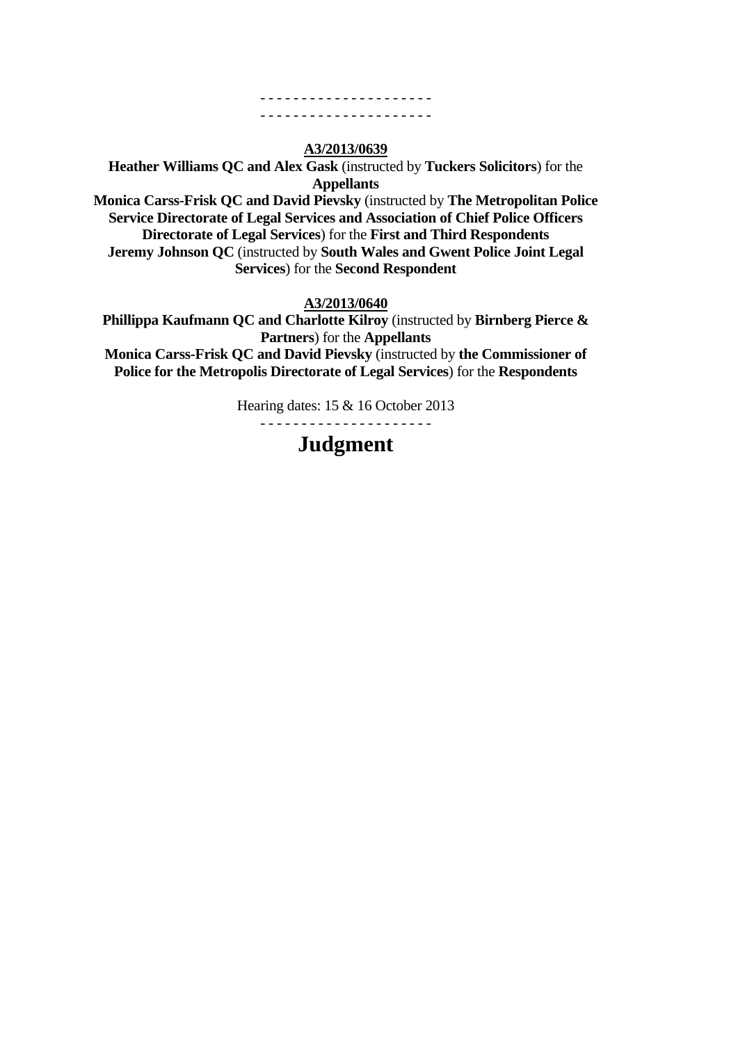- - - - - - - - - - - - - - - - - - - - -
- - - - - - - - - - - - - - - - - - - - -

**A3/2013/0639**

**Heather Williams QC and Alex Gask** (instructed by **Tuckers Solicitors**) for the **Appellants**

**Monica Carss-Frisk QC and David Pievsky** (instructed by **The Metropolitan Police Service Directorate of Legal Services and Association of Chief Police Officers Directorate of Legal Services**) for the **First and Third Respondents**

**Jeremy Johnson QC** (instructed by **South Wales and Gwent Police Joint Legal Services**) for the **Second Respondent**

**A3/2013/0640**

**Phillippa Kaufmann QC and Charlotte Kilroy** (instructed by **Birnberg Pierce & Partners**) for the **Appellants**

**Monica Carss-Frisk QC and David Pievsky** (instructed by **the Commissioner of Police for the Metropolis Directorate of Legal Services**) for the **Respondents**

Hearing dates: 15 & 16 October 2013

- - - - - - - - - - - - - - - - - - - - -

# Judgment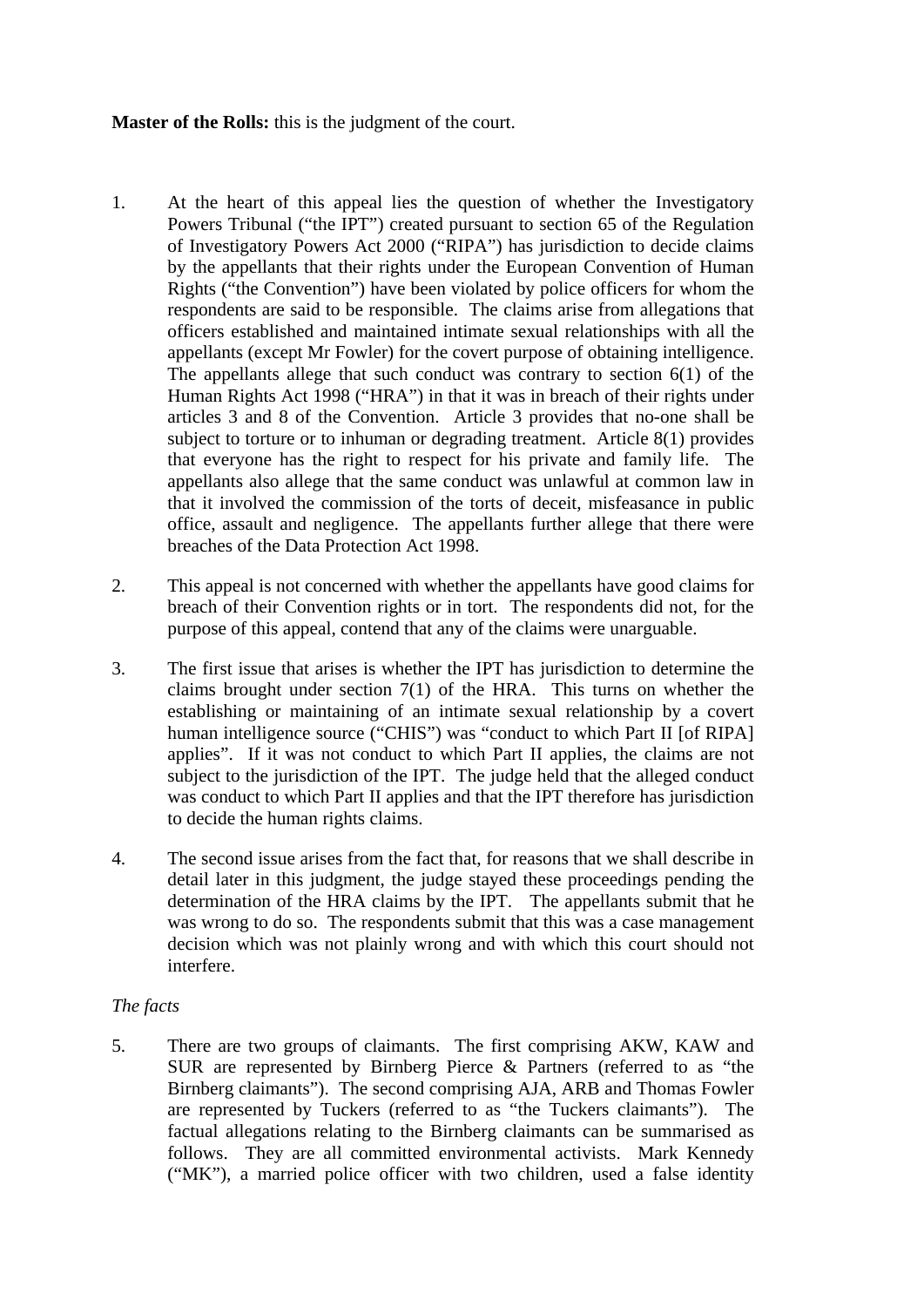**Master of the Rolls:** this is the judgment of the court.

1. At the heart of this appeal lies the question of whether the Investigatory Powers Tribunal ("the IPT") created pursuant to section 65 of the Regulation of Investigatory Powers Act 2000 ("RIPA") has jurisdiction to decide claims by the appellants that their rights under the European Convention of Human Rights ("the Convention") have been violated by police officers for whom the respondents are said to be responsible. The claims arise from allegations that officers established and maintained intimate sexual relationships with all the appellants (except Mr Fowler) for the covert purpose of obtaining intelligence. The appellants allege that such conduct was contrary to section 6(1) of the Human Rights Act 1998 ("HRA") in that it was in breach of their rights under articles 3 and 8 of the Convention. Article 3 provides that no-one shall be subject to torture or to inhuman or degrading treatment. Article 8(1) provides that everyone has the right to respect for his private and family life. The appellants also allege that the same conduct was unlawful at common law in that it involved the commission of the torts of deceit, misfeasance in public office, assault and negligence. The appellants further allege that there were breaches of the Data Protection Act 1998.

2. This appeal is not concerned with whether the appellants have good claims for breach of their Convention rights or in tort. The respondents did not, for the purpose of this appeal, contend that any of the claims were unarguable.

3. The first issue that arises is whether the IPT has jurisdiction to determine the claims brought under section 7(1) of the HRA. This turns on whether the establishing or maintaining of an intimate sexual relationship by a covert human intelligence source ("CHIS") was "conduct to which Part II [of RIPA] applies". If it was not conduct to which Part II applies, the claims are not subject to the jurisdiction of the IPT. The judge held that the alleged conduct was conduct to which Part II applies and that the IPT therefore has jurisdiction to decide the human rights claims.

4. The second issue arises from the fact that, for reasons that we shall describe in detail later in this judgment, the judge stayed these proceedings pending the determination of the HRA claims by the IPT. The appellants submit that he was wrong to do so. The respondents submit that this was a case management decision which was not plainly wrong and with which this court should not interfere.

*The facts*

5. There are two groups of claimants. The first comprising AKW, KAW and SUR are represented by Birnberg Pierce & Partners (referred to as "the Birnberg claimants"). The second comprising AJA, ARB and Thomas Fowler are represented by Tuckers (referred to as "the Tuckers claimants"). The factual allegations relating to the Birnberg claimants can be summarised as follows. They are all committed environmental activists. Mark Kennedy ("MK"), a married police officer with two children, used a false identity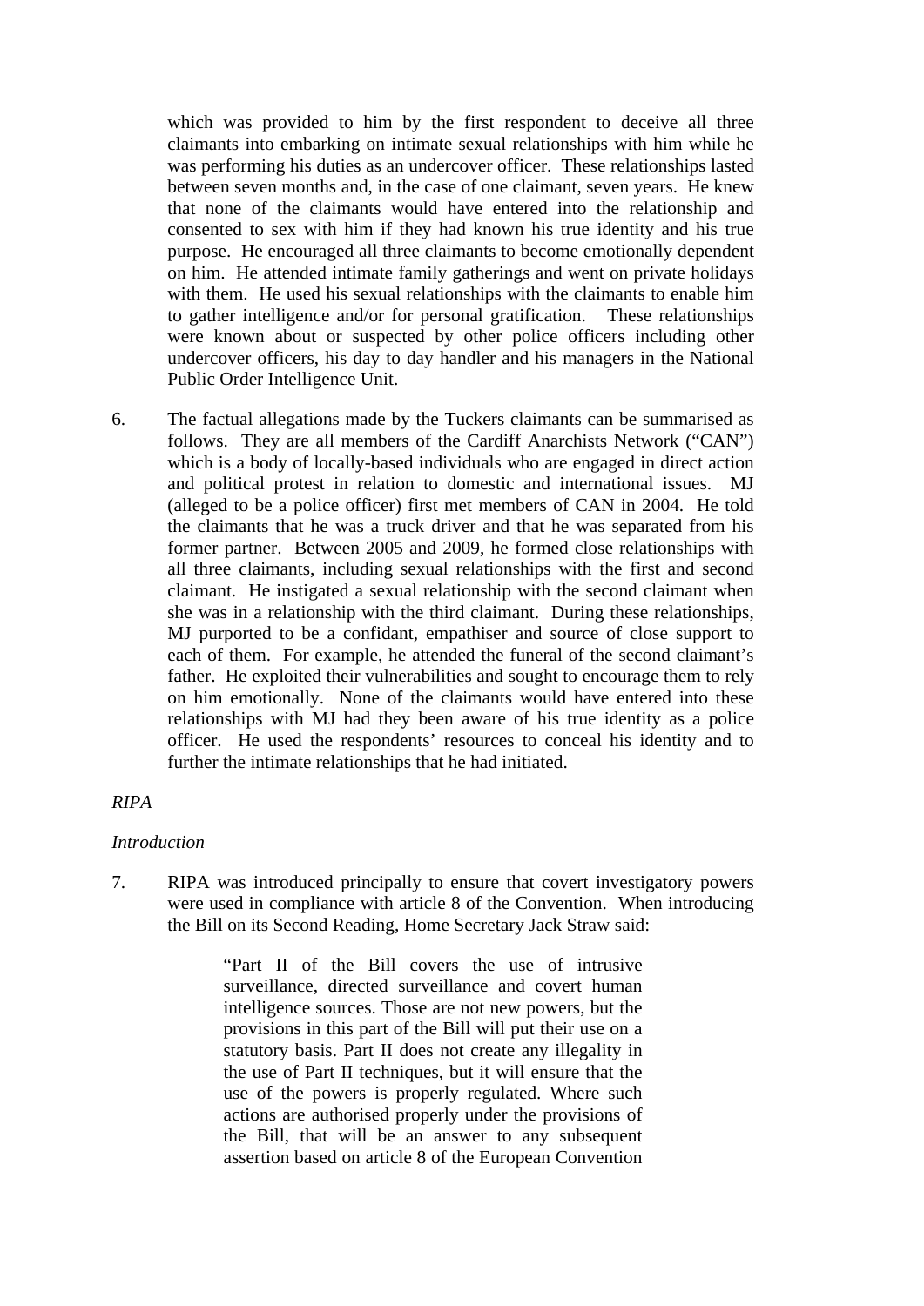which was provided to him by the first respondent to deceive all three claimants into embarking on intimate sexual relationships with him while he was performing his duties as an undercover officer. These relationships lasted between seven months and, in the case of one claimant, seven years. He knew that none of the claimants would have entered into the relationship and consented to sex with him if they had known his true identity and his true purpose. He encouraged all three claimants to become emotionally dependent on him. He attended intimate family gatherings and went on private holidays with them. He used his sexual relationships with the claimants to enable him to gather intelligence and/or for personal gratification. These relationships were known about or suspected by other police officers including other undercover officers, his day to day handler and his managers in the National Public Order Intelligence Unit.

6. The factual allegations made by the Tuckers claimants can be summarised as follows. They are all members of the Cardiff Anarchists Network ("CAN") which is a body of locally-based individuals who are engaged in direct action and political protest in relation to domestic and international issues. MJ (alleged to be a police officer) first met members of CAN in 2004. He told the claimants that he was a truck driver and that he was separated from his former partner. Between 2005 and 2009, he formed close relationships with all three claimants, including sexual relationships with the first and second claimant. He instigated a sexual relationship with the second claimant when she was in a relationship with the third claimant. During these relationships, MJ purported to be a confidant, empathiser and source of close support to each of them. For example, he attended the funeral of the second claimant's father. He exploited their vulnerabilities and sought to encourage them to rely on him emotionally. None of the claimants would have entered into these relationships with MJ had they been aware of his true identity as a police officer. He used the respondents' resources to conceal his identity and to further the intimate relationships that he had initiated.

*RIPA*

*Introduction*

7. RIPA was introduced principally to ensure that covert investigatory powers were used in compliance with article 8 of the Convention. When introducing the Bill on its Second Reading, Home Secretary Jack Straw said:

> "Part II of the Bill covers the use of intrusive surveillance, directed surveillance and covert human intelligence sources. Those are not new powers, but the provisions in this part of the Bill will put their use on a statutory basis. Part II does not create any illegality in the use of Part II techniques, but it will ensure that the use of the powers is properly regulated. Where such actions are authorised properly under the provisions of the Bill, that will be an answer to any subsequent assertion based on article 8 of the European Convention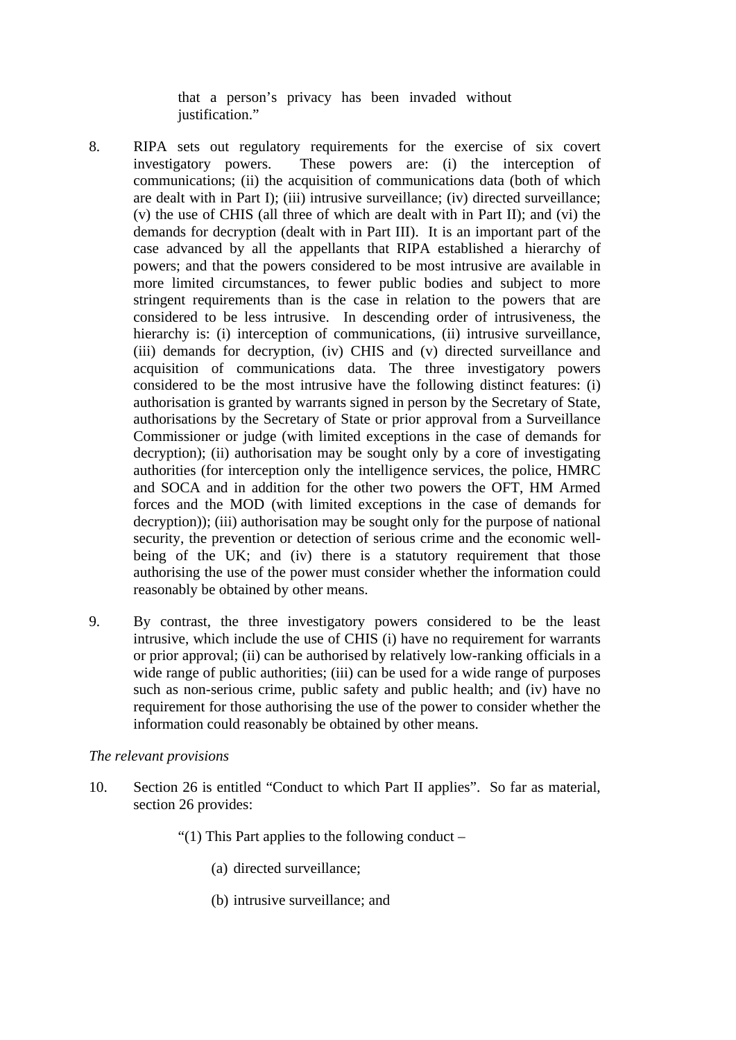that a person's privacy has been invaded without justification."

8. RIPA sets out regulatory requirements for the exercise of six covert investigatory powers. These powers are: (i) the interception of communications; (ii) the acquisition of communications data (both of which are dealt with in Part I); (iii) intrusive surveillance; (iv) directed surveillance; (v) the use of CHIS (all three of which are dealt with in Part II); and (vi) the demands for decryption (dealt with in Part III). It is an important part of the case advanced by all the appellants that RIPA established a hierarchy of powers; and that the powers considered to be most intrusive are available in more limited circumstances, to fewer public bodies and subject to more stringent requirements than is the case in relation to the powers that are considered to be less intrusive. In descending order of intrusiveness, the hierarchy is: (i) interception of communications, (ii) intrusive surveillance, (iii) demands for decryption, (iv) CHIS and (v) directed surveillance and acquisition of communications data. The three investigatory powers considered to be the most intrusive have the following distinct features: (i) authorisation is granted by warrants signed in person by the Secretary of State, authorisations by the Secretary of State or prior approval from a Surveillance Commissioner or judge (with limited exceptions in the case of demands for decryption); (ii) authorisation may be sought only by a core of investigating authorities (for interception only the intelligence services, the police, HMRC and SOCA and in addition for the other two powers the OFT, HM Armed forces and the MOD (with limited exceptions in the case of demands for decryption)); (iii) authorisation may be sought only for the purpose of national security, the prevention or detection of serious crime and the economic well-being of the UK; and (iv) there is a statutory requirement that those authorising the use of the power must consider whether the information could reasonably be obtained by other means.

9. By contrast, the three investigatory powers considered to be the least intrusive, which include the use of CHIS (i) have no requirement for warrants or prior approval; (ii) can be authorised by relatively low-ranking officials in a wide range of public authorities; (iii) can be used for a wide range of purposes such as non-serious crime, public safety and public health; and (iv) have no requirement for those authorising the use of the power to consider whether the information could reasonably be obtained by other means.

*The relevant provisions*

10. Section 26 is entitled "Conduct to which Part II applies". So far as material, section 26 provides:

> "(1) This Part applies to the following conduct –
>
> (a) directed surveillance;
>
> (b) intrusive surveillance; and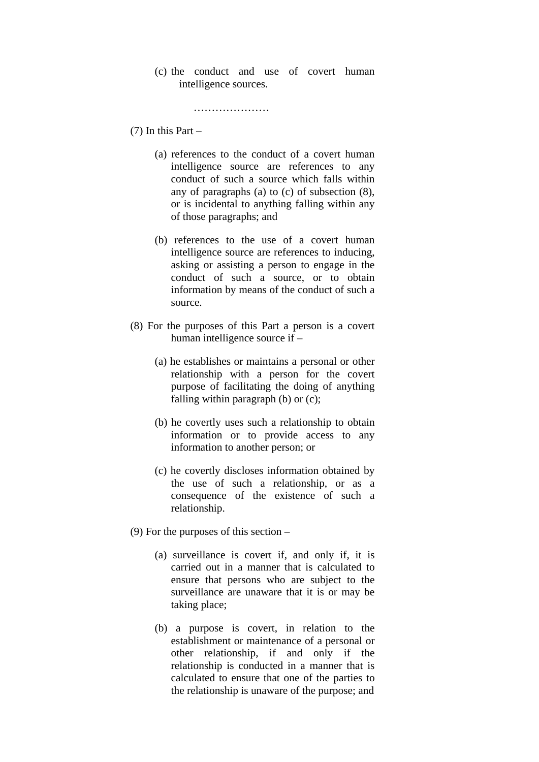(c) the conduct and use of covert human intelligence sources.

…………………

(7) In this Part –

(a) references to the conduct of a covert human intelligence source are references to any conduct of such a source which falls within any of paragraphs (a) to (c) of subsection (8), or is incidental to anything falling within any of those paragraphs; and

(b) references to the use of a covert human intelligence source are references to inducing, asking or assisting a person to engage in the conduct of such a source, or to obtain information by means of the conduct of such a source.

(8) For the purposes of this Part a person is a covert human intelligence source if –

(a) he establishes or maintains a personal or other relationship with a person for the covert purpose of facilitating the doing of anything falling within paragraph (b) or (c);

(b) he covertly uses such a relationship to obtain information or to provide access to any information to another person; or

(c) he covertly discloses information obtained by the use of such a relationship, or as a consequence of the existence of such a relationship.

(9) For the purposes of this section –

(a) surveillance is covert if, and only if, it is carried out in a manner that is calculated to ensure that persons who are subject to the surveillance are unaware that it is or may be taking place;

(b) a purpose is covert, in relation to the establishment or maintenance of a personal or other relationship, if and only if the relationship is conducted in a manner that is calculated to ensure that one of the parties to the relationship is unaware of the purpose; and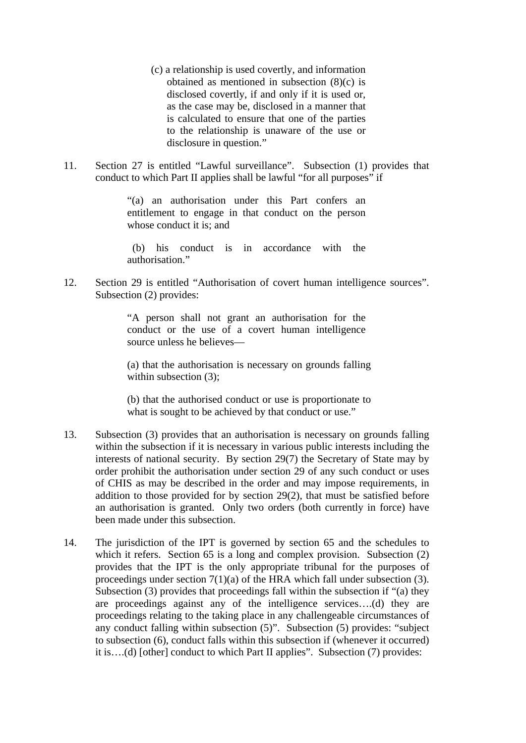> (c) a relationship is used covertly, and information obtained as mentioned in subsection (8)(c) is disclosed covertly, if and only if it is used or, as the case may be, disclosed in a manner that is calculated to ensure that one of the parties to the relationship is unaware of the use or disclosure in question."

11. Section 27 is entitled "Lawful surveillance". Subsection (1) provides that conduct to which Part II applies shall be lawful "for all purposes" if

> "(a) an authorisation under this Part confers an entitlement to engage in that conduct on the person whose conduct it is; and
>
> (b) his conduct is in accordance with the authorisation."

12. Section 29 is entitled "Authorisation of covert human intelligence sources". Subsection (2) provides:

> "A person shall not grant an authorisation for the conduct or the use of a covert human intelligence source unless he believes—
>
> (a) that the authorisation is necessary on grounds falling within subsection (3);
>
> (b) that the authorised conduct or use is proportionate to what is sought to be achieved by that conduct or use."

13. Subsection (3) provides that an authorisation is necessary on grounds falling within the subsection if it is necessary in various public interests including the interests of national security. By section 29(7) the Secretary of State may by order prohibit the authorisation under section 29 of any such conduct or uses of CHIS as may be described in the order and may impose requirements, in addition to those provided for by section 29(2), that must be satisfied before an authorisation is granted. Only two orders (both currently in force) have been made under this subsection.

14. The jurisdiction of the IPT is governed by section 65 and the schedules to which it refers. Section 65 is a long and complex provision. Subsection (2) provides that the IPT is the only appropriate tribunal for the purposes of proceedings under section 7(1)(a) of the HRA which fall under subsection (3). Subsection (3) provides that proceedings fall within the subsection if "(a) they are proceedings against any of the intelligence services….(d) they are proceedings relating to the taking place in any challengeable circumstances of any conduct falling within subsection (5)". Subsection (5) provides: "subject to subsection (6), conduct falls within this subsection if (whenever it occurred) it is….(d) [other] conduct to which Part II applies". Subsection (7) provides: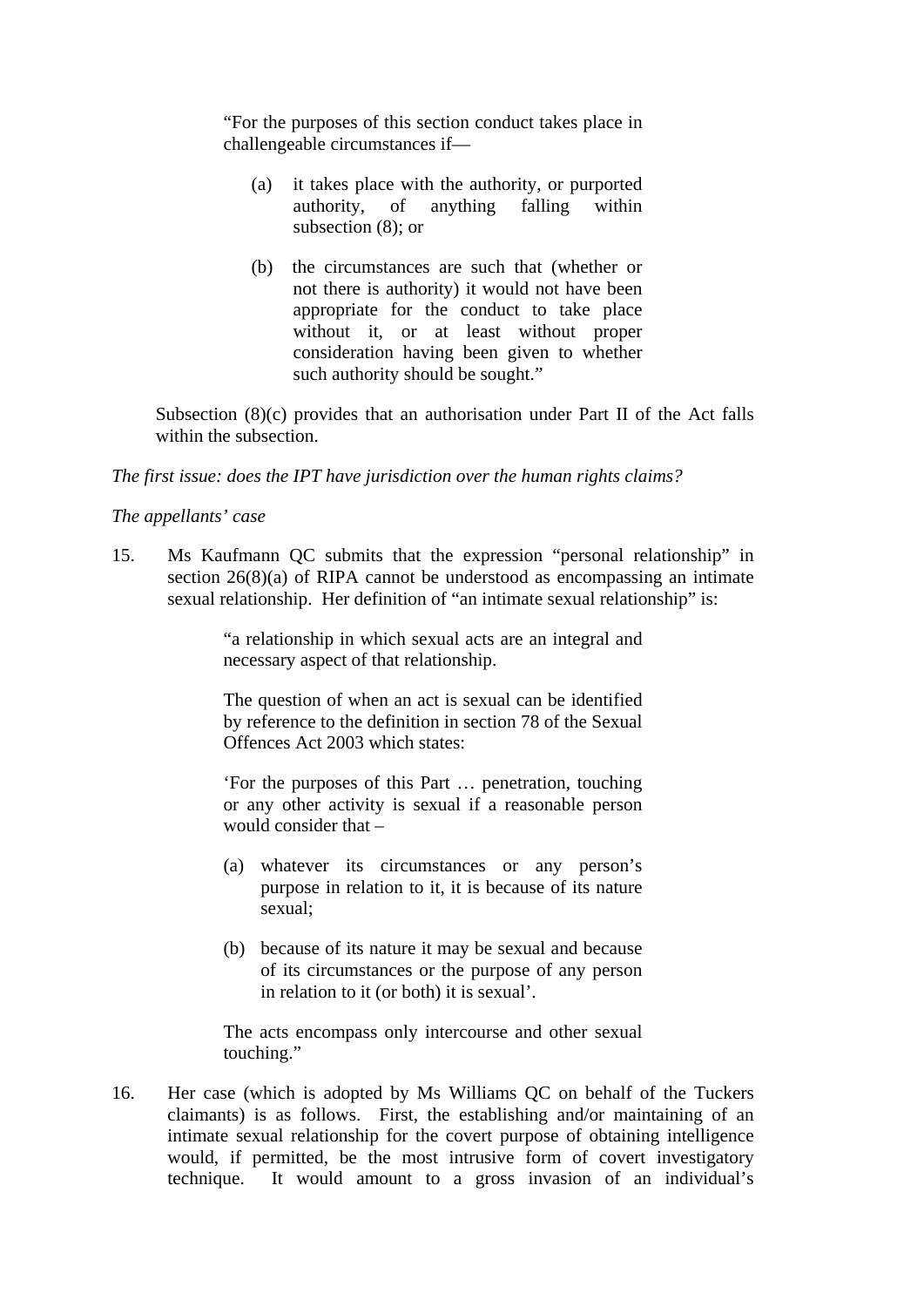> "For the purposes of this section conduct takes place in challengeable circumstances if—
>
> (a) it takes place with the authority, or purported authority, of anything falling within subsection (8); or
>
> (b) the circumstances are such that (whether or not there is authority) it would not have been appropriate for the conduct to take place without it, or at least without proper consideration having been given to whether such authority should be sought."

Subsection (8)(c) provides that an authorisation under Part II of the Act falls within the subsection.

*The first issue: does the IPT have jurisdiction over the human rights claims?*

*The appellants' case*

15. Ms Kaufmann QC submits that the expression "personal relationship" in section 26(8)(a) of RIPA cannot be understood as encompassing an intimate sexual relationship. Her definition of "an intimate sexual relationship" is:

> "a relationship in which sexual acts are an integral and necessary aspect of that relationship.
>
> The question of when an act is sexual can be identified by reference to the definition in section 78 of the Sexual Offences Act 2003 which states:
>
> 'For the purposes of this Part … penetration, touching or any other activity is sexual if a reasonable person would consider that –
>
> (a) whatever its circumstances or any person's purpose in relation to it, it is because of its nature sexual;
>
> (b) because of its nature it may be sexual and because of its circumstances or the purpose of any person in relation to it (or both) it is sexual'.
>
> The acts encompass only intercourse and other sexual touching."

16. Her case (which is adopted by Ms Williams QC on behalf of the Tuckers claimants) is as follows. First, the establishing and/or maintaining of an intimate sexual relationship for the covert purpose of obtaining intelligence would, if permitted, be the most intrusive form of covert investigatory technique. It would amount to a gross invasion of an individual's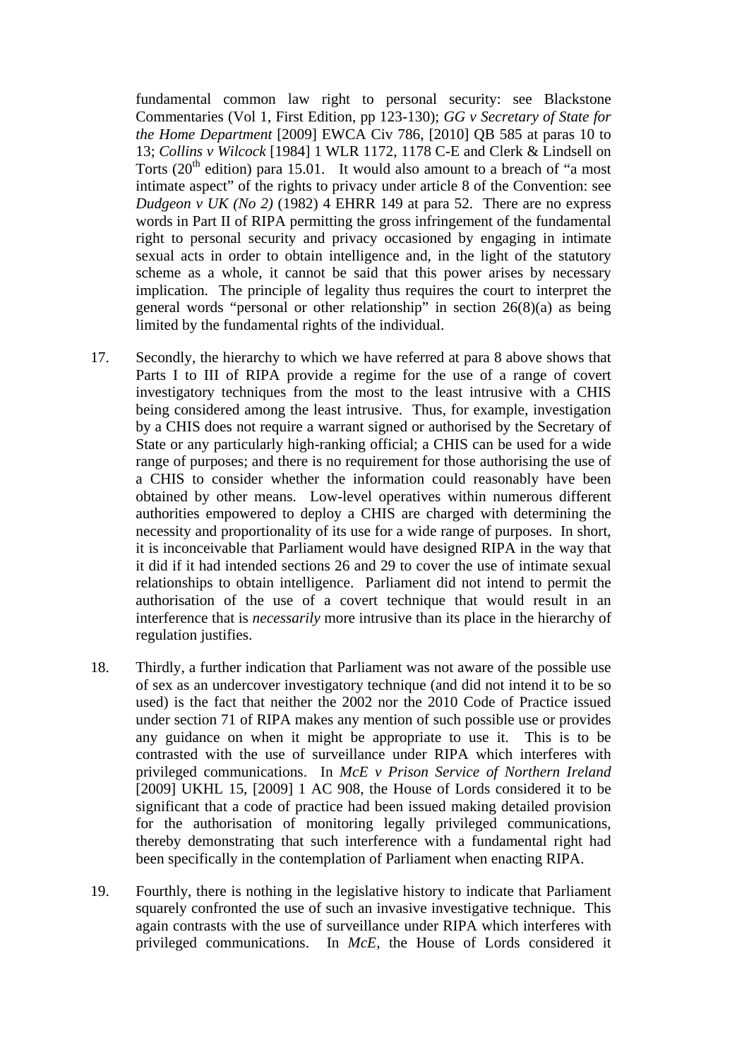fundamental common law right to personal security: see Blackstone Commentaries (Vol 1, First Edition, pp 123-130); *GG v Secretary of State for the Home Department* [2009] EWCA Civ 786, [2010] QB 585 at paras 10 to 13; *Collins v Wilcock* [1984] 1 WLR 1172, 1178 C-E and Clerk & Lindsell on Torts (20th edition) para 15.01. It would also amount to a breach of "a most intimate aspect" of the rights to privacy under article 8 of the Convention: see *Dudgeon v UK (No 2)* (1982) 4 EHRR 149 at para 52. There are no express words in Part II of RIPA permitting the gross infringement of the fundamental right to personal security and privacy occasioned by engaging in intimate sexual acts in order to obtain intelligence and, in the light of the statutory scheme as a whole, it cannot be said that this power arises by necessary implication. The principle of legality thus requires the court to interpret the general words "personal or other relationship" in section 26(8)(a) as being limited by the fundamental rights of the individual.

17. Secondly, the hierarchy to which we have referred at para 8 above shows that Parts I to III of RIPA provide a regime for the use of a range of covert investigatory techniques from the most to the least intrusive with a CHIS being considered among the least intrusive. Thus, for example, investigation by a CHIS does not require a warrant signed or authorised by the Secretary of State or any particularly high-ranking official; a CHIS can be used for a wide range of purposes; and there is no requirement for those authorising the use of a CHIS to consider whether the information could reasonably have been obtained by other means. Low-level operatives within numerous different authorities empowered to deploy a CHIS are charged with determining the necessity and proportionality of its use for a wide range of purposes. In short, it is inconceivable that Parliament would have designed RIPA in the way that it did if it had intended sections 26 and 29 to cover the use of intimate sexual relationships to obtain intelligence. Parliament did not intend to permit the authorisation of the use of a covert technique that would result in an interference that is *necessarily* more intrusive than its place in the hierarchy of regulation justifies.

18. Thirdly, a further indication that Parliament was not aware of the possible use of sex as an undercover investigatory technique (and did not intend it to be so used) is the fact that neither the 2002 nor the 2010 Code of Practice issued under section 71 of RIPA makes any mention of such possible use or provides any guidance on when it might be appropriate to use it. This is to be contrasted with the use of surveillance under RIPA which interferes with privileged communications. In *McE v Prison Service of Northern Ireland* [2009] UKHL 15, [2009] 1 AC 908, the House of Lords considered it to be significant that a code of practice had been issued making detailed provision for the authorisation of monitoring legally privileged communications, thereby demonstrating that such interference with a fundamental right had been specifically in the contemplation of Parliament when enacting RIPA.

19. Fourthly, there is nothing in the legislative history to indicate that Parliament squarely confronted the use of such an invasive investigative technique. This again contrasts with the use of surveillance under RIPA which interferes with privileged communications. In *McE*, the House of Lords considered it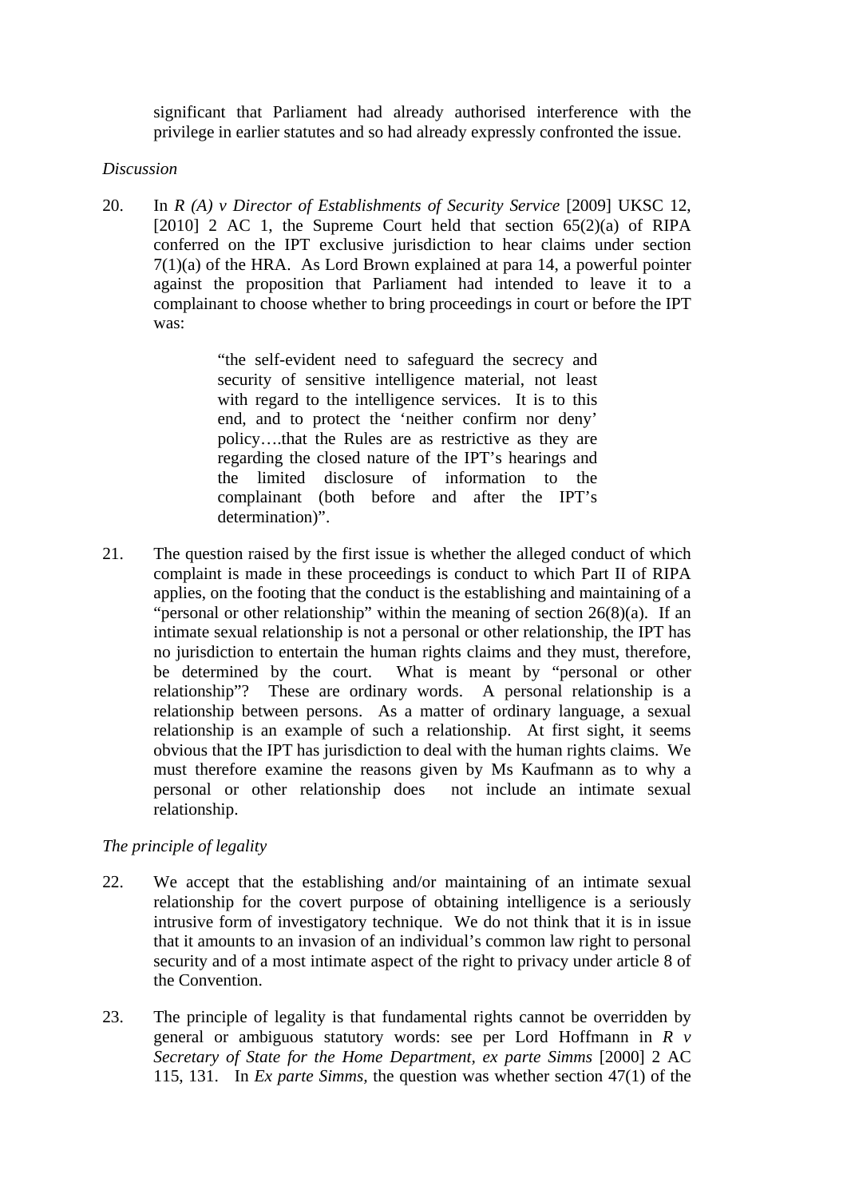significant that Parliament had already authorised interference with the privilege in earlier statutes and so had already expressly confronted the issue.

*Discussion*

20. In *R (A) v Director of Establishments of Security Service* [2009] UKSC 12, [2010] 2 AC 1, the Supreme Court held that section 65(2)(a) of RIPA conferred on the IPT exclusive jurisdiction to hear claims under section 7(1)(a) of the HRA. As Lord Brown explained at para 14, a powerful pointer against the proposition that Parliament had intended to leave it to a complainant to choose whether to bring proceedings in court or before the IPT was:

> "the self-evident need to safeguard the secrecy and security of sensitive intelligence material, not least with regard to the intelligence services. It is to this end, and to protect the 'neither confirm nor deny' policy….that the Rules are as restrictive as they are regarding the closed nature of the IPT's hearings and the limited disclosure of information to the complainant (both before and after the IPT's determination)".

21. The question raised by the first issue is whether the alleged conduct of which complaint is made in these proceedings is conduct to which Part II of RIPA applies, on the footing that the conduct is the establishing and maintaining of a "personal or other relationship" within the meaning of section 26(8)(a). If an intimate sexual relationship is not a personal or other relationship, the IPT has no jurisdiction to entertain the human rights claims and they must, therefore, be determined by the court. What is meant by "personal or other relationship"? These are ordinary words. A personal relationship is a relationship between persons. As a matter of ordinary language, a sexual relationship is an example of such a relationship. At first sight, it seems obvious that the IPT has jurisdiction to deal with the human rights claims. We must therefore examine the reasons given by Ms Kaufmann as to why a personal or other relationship does not include an intimate sexual relationship.

*The principle of legality*

22. We accept that the establishing and/or maintaining of an intimate sexual relationship for the covert purpose of obtaining intelligence is a seriously intrusive form of investigatory technique. We do not think that it is in issue that it amounts to an invasion of an individual's common law right to personal security and of a most intimate aspect of the right to privacy under article 8 of the Convention.

23. The principle of legality is that fundamental rights cannot be overridden by general or ambiguous statutory words: see per Lord Hoffmann in *R v Secretary of State for the Home Department, ex parte Simms* [2000] 2 AC 115, 131. In *Ex parte Simms,* the question was whether section 47(1) of the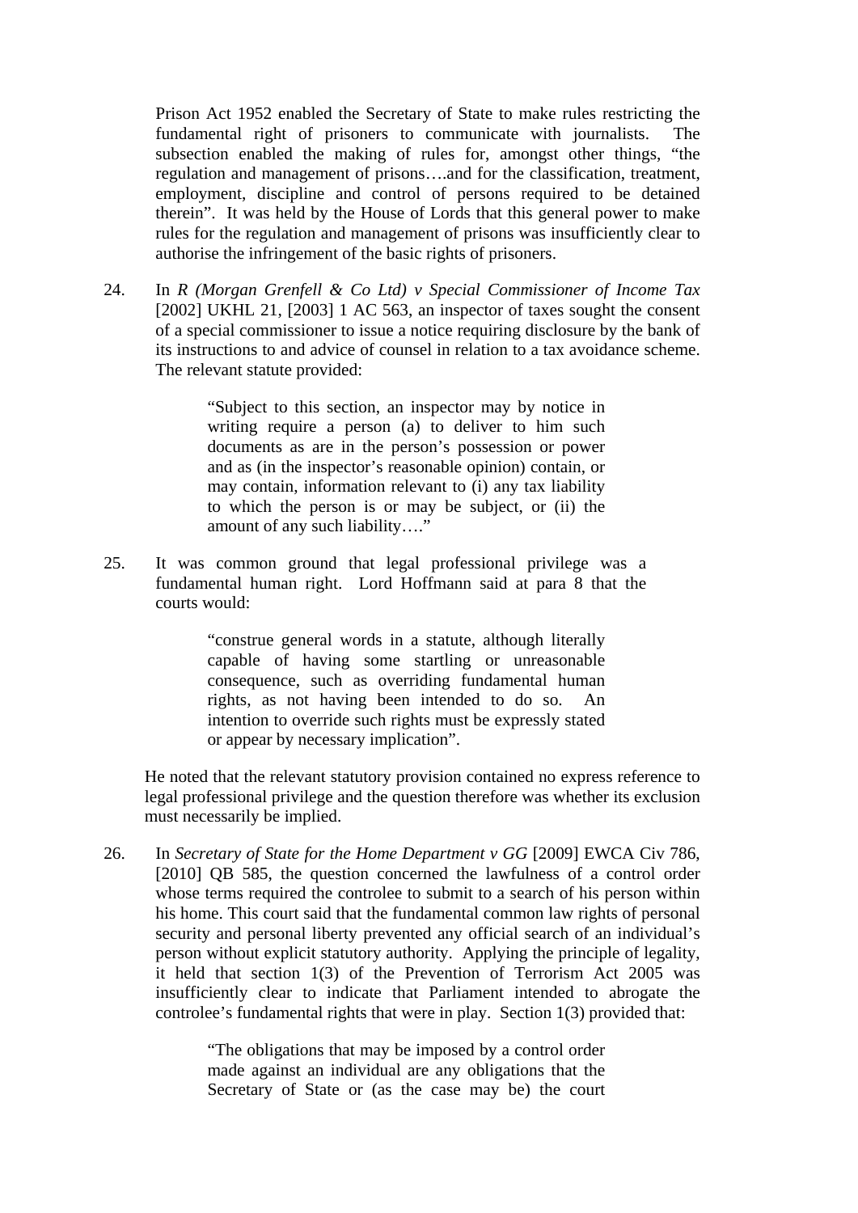Prison Act 1952 enabled the Secretary of State to make rules restricting the fundamental right of prisoners to communicate with journalists. The subsection enabled the making of rules for, amongst other things, "the regulation and management of prisons….and for the classification, treatment, employment, discipline and control of persons required to be detained therein". It was held by the House of Lords that this general power to make rules for the regulation and management of prisons was insufficiently clear to authorise the infringement of the basic rights of prisoners.

24. In *R (Morgan Grenfell & Co Ltd) v Special Commissioner of Income Tax* [2002] UKHL 21, [2003] 1 AC 563, an inspector of taxes sought the consent of a special commissioner to issue a notice requiring disclosure by the bank of its instructions to and advice of counsel in relation to a tax avoidance scheme. The relevant statute provided:

> "Subject to this section, an inspector may by notice in writing require a person (a) to deliver to him such documents as are in the person's possession or power and as (in the inspector's reasonable opinion) contain, or may contain, information relevant to (i) any tax liability to which the person is or may be subject, or (ii) the amount of any such liability…."

25. It was common ground that legal professional privilege was a fundamental human right. Lord Hoffmann said at para 8 that the courts would:

> "construe general words in a statute, although literally capable of having some startling or unreasonable consequence, such as overriding fundamental human rights, as not having been intended to do so. An intention to override such rights must be expressly stated or appear by necessary implication".

He noted that the relevant statutory provision contained no express reference to legal professional privilege and the question therefore was whether its exclusion must necessarily be implied.

26. In *Secretary of State for the Home Department v GG* [2009] EWCA Civ 786, [2010] QB 585, the question concerned the lawfulness of a control order whose terms required the controlee to submit to a search of his person within his home. This court said that the fundamental common law rights of personal security and personal liberty prevented any official search of an individual's person without explicit statutory authority. Applying the principle of legality, it held that section 1(3) of the Prevention of Terrorism Act 2005 was insufficiently clear to indicate that Parliament intended to abrogate the controlee's fundamental rights that were in play. Section 1(3) provided that:

> "The obligations that may be imposed by a control order made against an individual are any obligations that the Secretary of State or (as the case may be) the court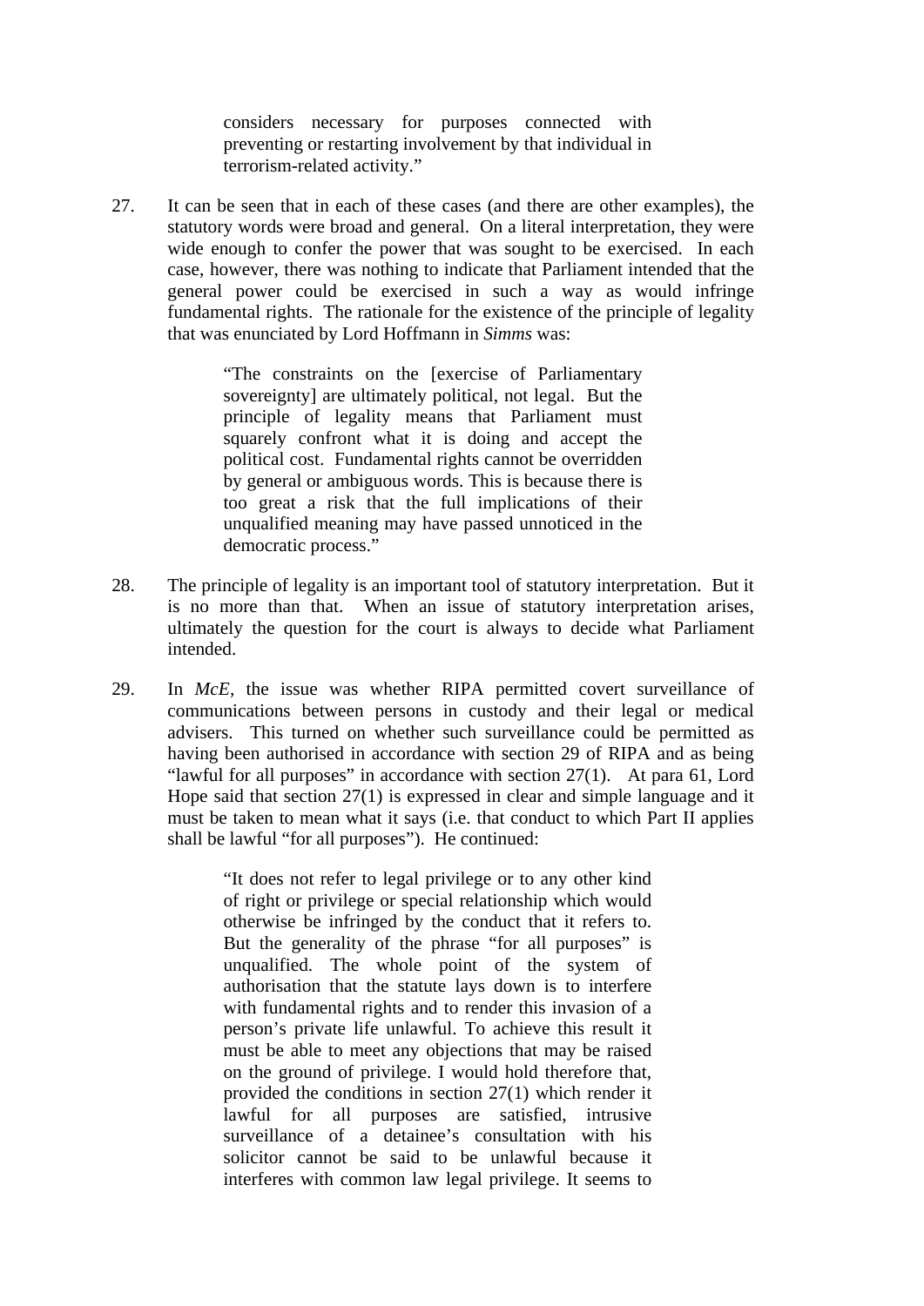> considers necessary for purposes connected with preventing or restarting involvement by that individual in terrorism-related activity."

27. It can be seen that in each of these cases (and there are other examples), the statutory words were broad and general. On a literal interpretation, they were wide enough to confer the power that was sought to be exercised. In each case, however, there was nothing to indicate that Parliament intended that the general power could be exercised in such a way as would infringe fundamental rights. The rationale for the existence of the principle of legality that was enunciated by Lord Hoffmann in *Simms* was:

> "The constraints on the [exercise of Parliamentary sovereignty] are ultimately political, not legal. But the principle of legality means that Parliament must squarely confront what it is doing and accept the political cost. Fundamental rights cannot be overridden by general or ambiguous words. This is because there is too great a risk that the full implications of their unqualified meaning may have passed unnoticed in the democratic process."

28. The principle of legality is an important tool of statutory interpretation. But it is no more than that. When an issue of statutory interpretation arises, ultimately the question for the court is always to decide what Parliament intended.

29. In *McE*, the issue was whether RIPA permitted covert surveillance of communications between persons in custody and their legal or medical advisers. This turned on whether such surveillance could be permitted as having been authorised in accordance with section 29 of RIPA and as being "lawful for all purposes" in accordance with section 27(1). At para 61, Lord Hope said that section 27(1) is expressed in clear and simple language and it must be taken to mean what it says (i.e. that conduct to which Part II applies shall be lawful "for all purposes"). He continued:

> "It does not refer to legal privilege or to any other kind of right or privilege or special relationship which would otherwise be infringed by the conduct that it refers to. But the generality of the phrase "for all purposes" is unqualified. The whole point of the system of authorisation that the statute lays down is to interfere with fundamental rights and to render this invasion of a person's private life unlawful. To achieve this result it must be able to meet any objections that may be raised on the ground of privilege. I would hold therefore that, provided the conditions in section 27(1) which render it lawful for all purposes are satisfied, intrusive surveillance of a detainee's consultation with his solicitor cannot be said to be unlawful because it interferes with common law legal privilege. It seems to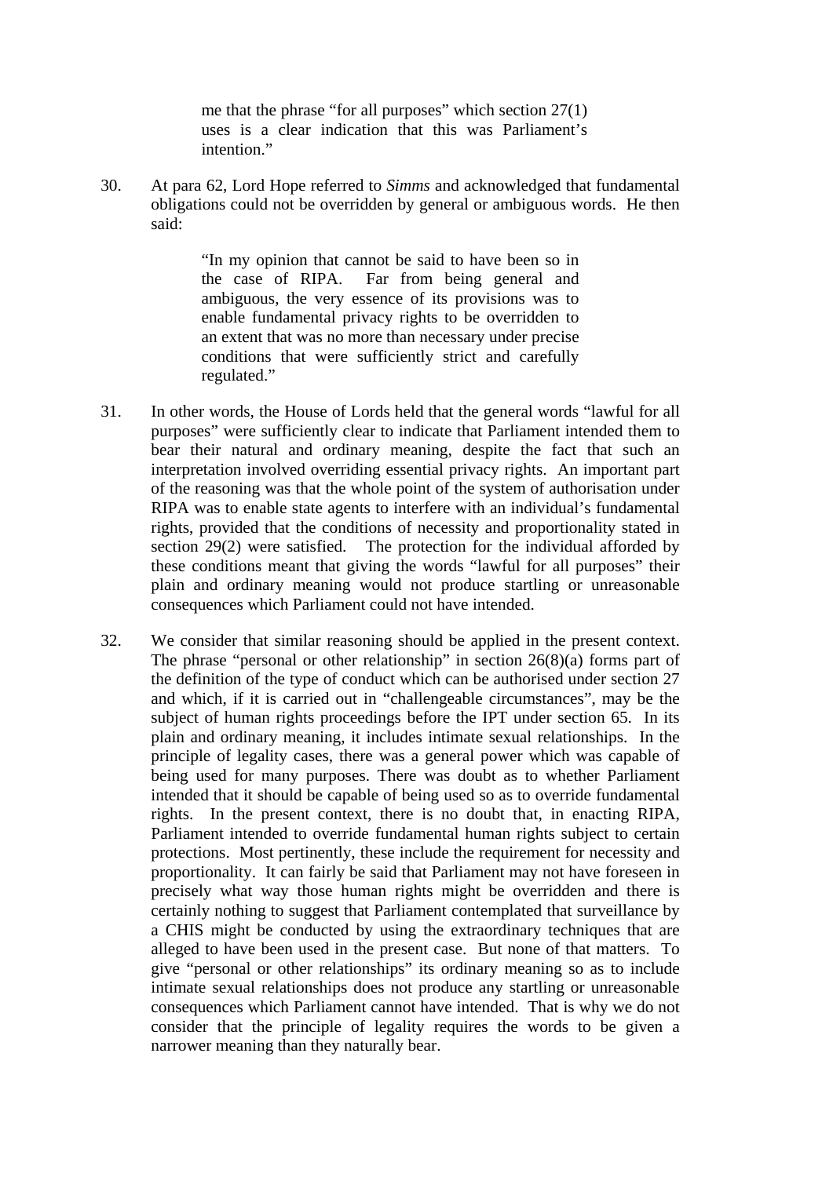> me that the phrase "for all purposes" which section 27(1) uses is a clear indication that this was Parliament's intention."

30. At para 62, Lord Hope referred to *Simms* and acknowledged that fundamental obligations could not be overridden by general or ambiguous words. He then said:

> "In my opinion that cannot be said to have been so in the case of RIPA. Far from being general and ambiguous, the very essence of its provisions was to enable fundamental privacy rights to be overridden to an extent that was no more than necessary under precise conditions that were sufficiently strict and carefully regulated."

31. In other words, the House of Lords held that the general words "lawful for all purposes" were sufficiently clear to indicate that Parliament intended them to bear their natural and ordinary meaning, despite the fact that such an interpretation involved overriding essential privacy rights. An important part of the reasoning was that the whole point of the system of authorisation under RIPA was to enable state agents to interfere with an individual's fundamental rights, provided that the conditions of necessity and proportionality stated in section 29(2) were satisfied. The protection for the individual afforded by these conditions meant that giving the words "lawful for all purposes" their plain and ordinary meaning would not produce startling or unreasonable consequences which Parliament could not have intended.

32. We consider that similar reasoning should be applied in the present context. The phrase "personal or other relationship" in section 26(8)(a) forms part of the definition of the type of conduct which can be authorised under section 27 and which, if it is carried out in "challengeable circumstances", may be the subject of human rights proceedings before the IPT under section 65. In its plain and ordinary meaning, it includes intimate sexual relationships. In the principle of legality cases, there was a general power which was capable of being used for many purposes. There was doubt as to whether Parliament intended that it should be capable of being used so as to override fundamental rights. In the present context, there is no doubt that, in enacting RIPA, Parliament intended to override fundamental human rights subject to certain protections. Most pertinently, these include the requirement for necessity and proportionality. It can fairly be said that Parliament may not have foreseen in precisely what way those human rights might be overridden and there is certainly nothing to suggest that Parliament contemplated that surveillance by a CHIS might be conducted by using the extraordinary techniques that are alleged to have been used in the present case. But none of that matters. To give "personal or other relationships" its ordinary meaning so as to include intimate sexual relationships does not produce any startling or unreasonable consequences which Parliament cannot have intended. That is why we do not consider that the principle of legality requires the words to be given a narrower meaning than they naturally bear.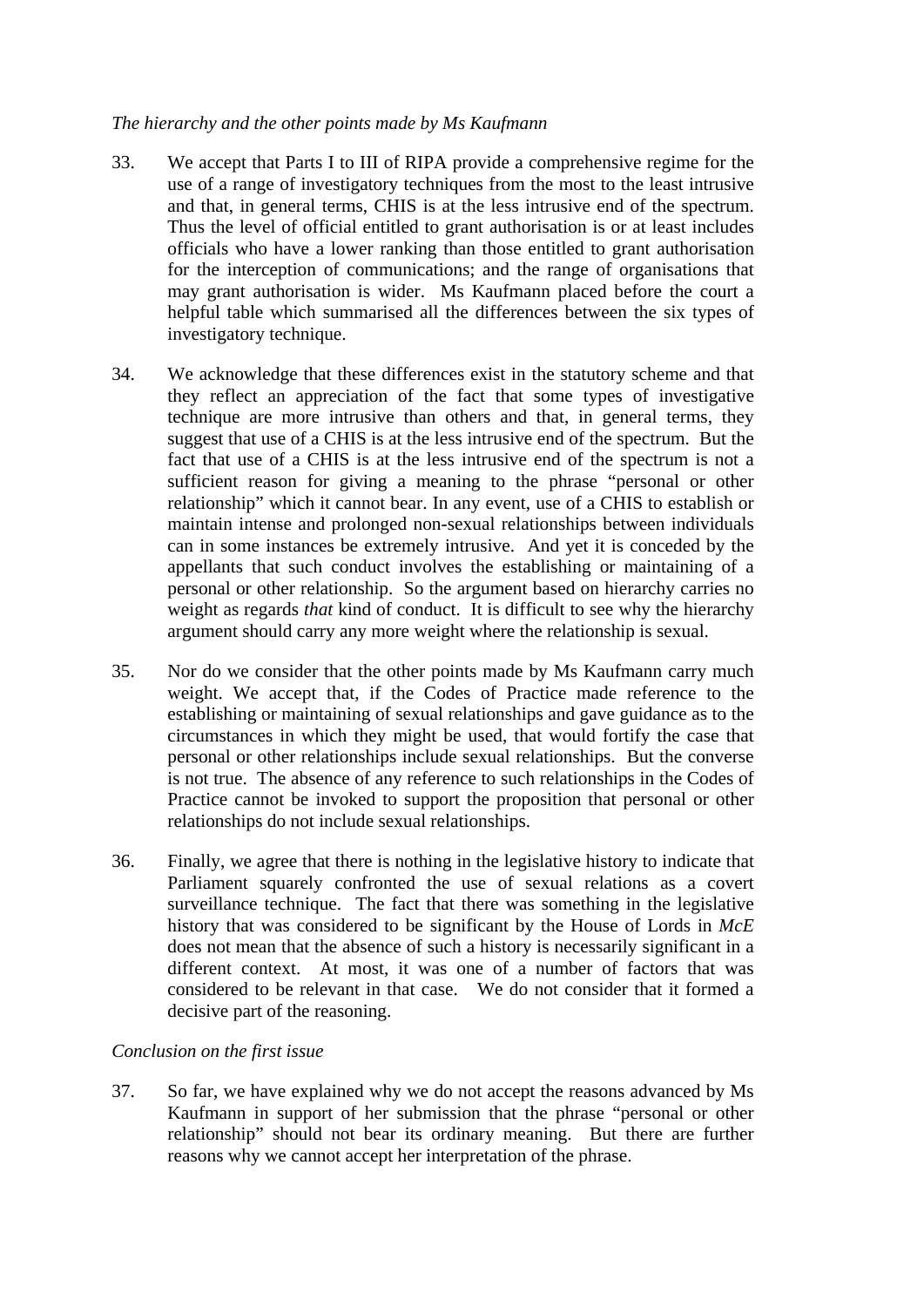*The hierarchy and the other points made by Ms Kaufmann*

33. We accept that Parts I to III of RIPA provide a comprehensive regime for the use of a range of investigatory techniques from the most to the least intrusive and that, in general terms, CHIS is at the less intrusive end of the spectrum. Thus the level of official entitled to grant authorisation is or at least includes officials who have a lower ranking than those entitled to grant authorisation for the interception of communications; and the range of organisations that may grant authorisation is wider. Ms Kaufmann placed before the court a helpful table which summarised all the differences between the six types of investigatory technique.

34. We acknowledge that these differences exist in the statutory scheme and that they reflect an appreciation of the fact that some types of investigative technique are more intrusive than others and that, in general terms, they suggest that use of a CHIS is at the less intrusive end of the spectrum. But the fact that use of a CHIS is at the less intrusive end of the spectrum is not a sufficient reason for giving a meaning to the phrase "personal or other relationship" which it cannot bear. In any event, use of a CHIS to establish or maintain intense and prolonged non-sexual relationships between individuals can in some instances be extremely intrusive. And yet it is conceded by the appellants that such conduct involves the establishing or maintaining of a personal or other relationship. So the argument based on hierarchy carries no weight as regards *that* kind of conduct. It is difficult to see why the hierarchy argument should carry any more weight where the relationship is sexual.

35. Nor do we consider that the other points made by Ms Kaufmann carry much weight. We accept that, if the Codes of Practice made reference to the establishing or maintaining of sexual relationships and gave guidance as to the circumstances in which they might be used, that would fortify the case that personal or other relationships include sexual relationships. But the converse is not true. The absence of any reference to such relationships in the Codes of Practice cannot be invoked to support the proposition that personal or other relationships do not include sexual relationships.

36. Finally, we agree that there is nothing in the legislative history to indicate that Parliament squarely confronted the use of sexual relations as a covert surveillance technique. The fact that there was something in the legislative history that was considered to be significant by the House of Lords in *McE* does not mean that the absence of such a history is necessarily significant in a different context. At most, it was one of a number of factors that was considered to be relevant in that case. We do not consider that it formed a decisive part of the reasoning.

*Conclusion on the first issue*

37. So far, we have explained why we do not accept the reasons advanced by Ms Kaufmann in support of her submission that the phrase "personal or other relationship" should not bear its ordinary meaning. But there are further reasons why we cannot accept her interpretation of the phrase.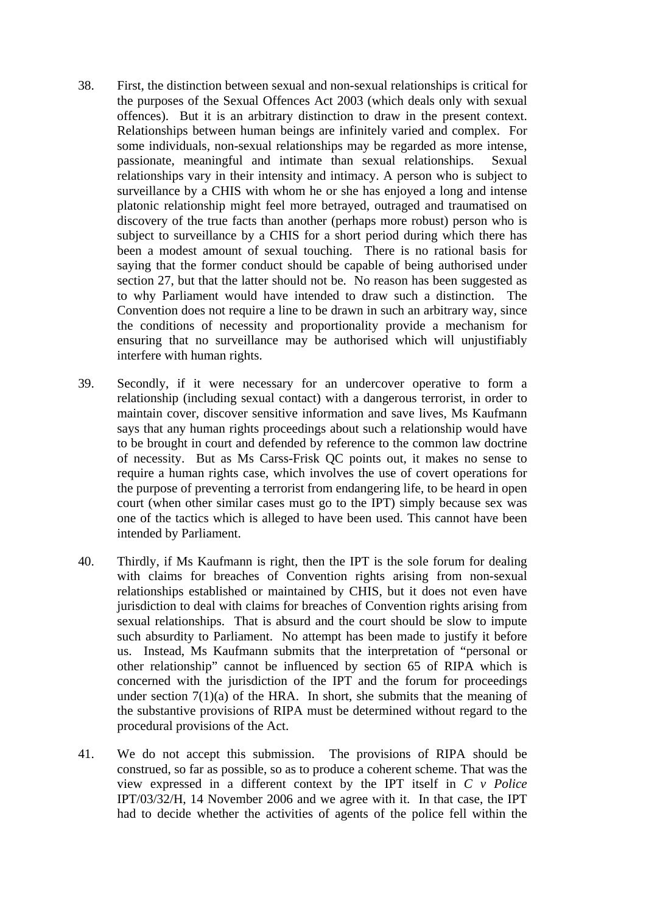38. First, the distinction between sexual and non-sexual relationships is critical for the purposes of the Sexual Offences Act 2003 (which deals only with sexual offences). But it is an arbitrary distinction to draw in the present context. Relationships between human beings are infinitely varied and complex. For some individuals, non-sexual relationships may be regarded as more intense, passionate, meaningful and intimate than sexual relationships. Sexual relationships vary in their intensity and intimacy. A person who is subject to surveillance by a CHIS with whom he or she has enjoyed a long and intense platonic relationship might feel more betrayed, outraged and traumatised on discovery of the true facts than another (perhaps more robust) person who is subject to surveillance by a CHIS for a short period during which there has been a modest amount of sexual touching. There is no rational basis for saying that the former conduct should be capable of being authorised under section 27, but that the latter should not be. No reason has been suggested as to why Parliament would have intended to draw such a distinction. The Convention does not require a line to be drawn in such an arbitrary way, since the conditions of necessity and proportionality provide a mechanism for ensuring that no surveillance may be authorised which will unjustifiably interfere with human rights.

39. Secondly, if it were necessary for an undercover operative to form a relationship (including sexual contact) with a dangerous terrorist, in order to maintain cover, discover sensitive information and save lives, Ms Kaufmann says that any human rights proceedings about such a relationship would have to be brought in court and defended by reference to the common law doctrine of necessity. But as Ms Carss-Frisk QC points out, it makes no sense to require a human rights case, which involves the use of covert operations for the purpose of preventing a terrorist from endangering life, to be heard in open court (when other similar cases must go to the IPT) simply because sex was one of the tactics which is alleged to have been used. This cannot have been intended by Parliament.

40. Thirdly, if Ms Kaufmann is right, then the IPT is the sole forum for dealing with claims for breaches of Convention rights arising from non-sexual relationships established or maintained by CHIS, but it does not even have jurisdiction to deal with claims for breaches of Convention rights arising from sexual relationships. That is absurd and the court should be slow to impute such absurdity to Parliament. No attempt has been made to justify it before us. Instead, Ms Kaufmann submits that the interpretation of "personal or other relationship" cannot be influenced by section 65 of RIPA which is concerned with the jurisdiction of the IPT and the forum for proceedings under section 7(1)(a) of the HRA. In short, she submits that the meaning of the substantive provisions of RIPA must be determined without regard to the procedural provisions of the Act.

41. We do not accept this submission. The provisions of RIPA should be construed, so far as possible, so as to produce a coherent scheme. That was the view expressed in a different context by the IPT itself in *C v Police* IPT/03/32/H, 14 November 2006 and we agree with it. In that case, the IPT had to decide whether the activities of agents of the police fell within the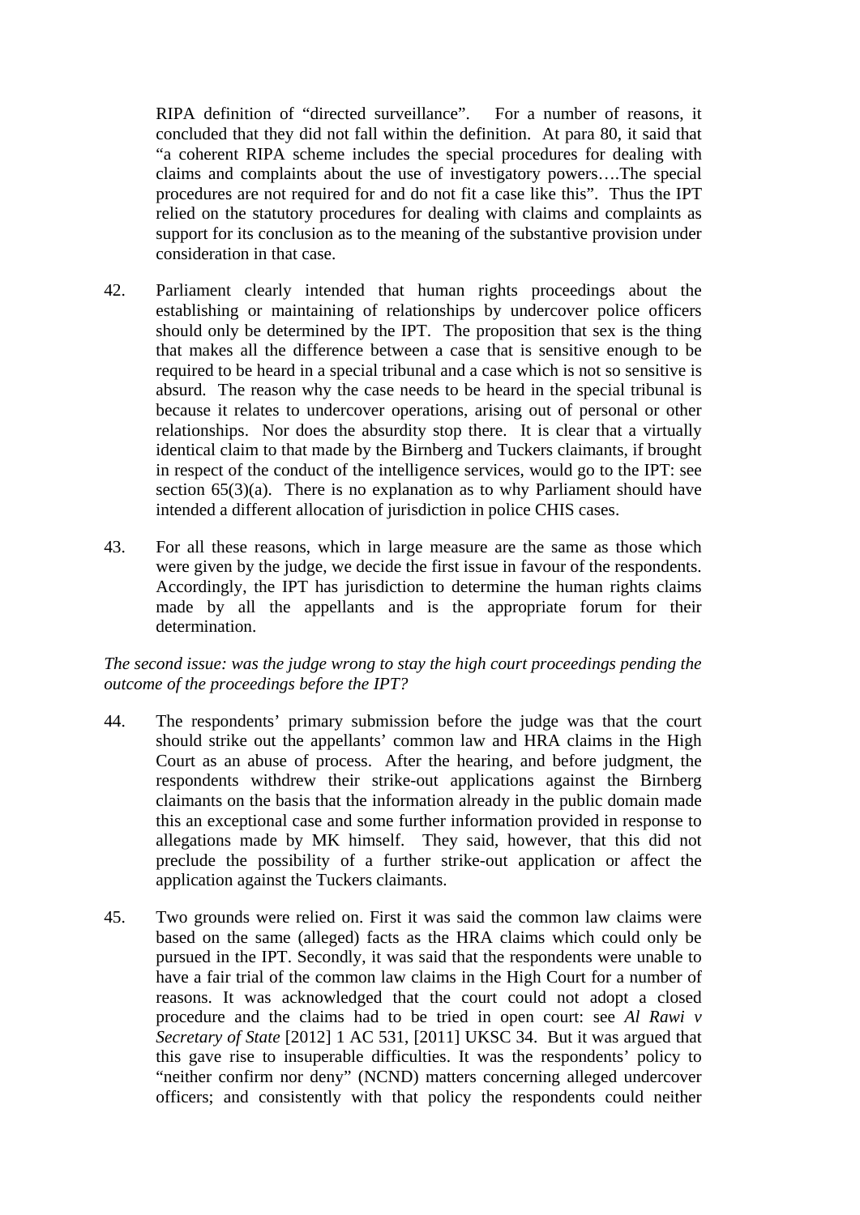RIPA definition of “directed surveillance”. For a number of reasons, it concluded that they did not fall within the definition. At para 80, it said that “a coherent RIPA scheme includes the special procedures for dealing with claims and complaints about the use of investigatory powers….The special procedures are not required for and do not fit a case like this”. Thus the IPT relied on the statutory procedures for dealing with claims and complaints as support for its conclusion as to the meaning of the substantive provision under consideration in that case.

42. Parliament clearly intended that human rights proceedings about the establishing or maintaining of relationships by undercover police officers should only be determined by the IPT. The proposition that sex is the thing that makes all the difference between a case that is sensitive enough to be required to be heard in a special tribunal and a case which is not so sensitive is absurd. The reason why the case needs to be heard in the special tribunal is because it relates to undercover operations, arising out of personal or other relationships. Nor does the absurdity stop there. It is clear that a virtually identical claim to that made by the Birnberg and Tuckers claimants, if brought in respect of the conduct of the intelligence services, would go to the IPT: see section 65(3)(a). There is no explanation as to why Parliament should have intended a different allocation of jurisdiction in police CHIS cases.

43. For all these reasons, which in large measure are the same as those which were given by the judge, we decide the first issue in favour of the respondents. Accordingly, the IPT has jurisdiction to determine the human rights claims made by all the appellants and is the appropriate forum for their determination.

*The second issue: was the judge wrong to stay the high court proceedings pending the outcome of the proceedings before the IPT?*

44. The respondents’ primary submission before the judge was that the court should strike out the appellants’ common law and HRA claims in the High Court as an abuse of process. After the hearing, and before judgment, the respondents withdrew their strike-out applications against the Birnberg claimants on the basis that the information already in the public domain made this an exceptional case and some further information provided in response to allegations made by MK himself. They said, however, that this did not preclude the possibility of a further strike-out application or affect the application against the Tuckers claimants.

45. Two grounds were relied on. First it was said the common law claims were based on the same (alleged) facts as the HRA claims which could only be pursued in the IPT. Secondly, it was said that the respondents were unable to have a fair trial of the common law claims in the High Court for a number of reasons. It was acknowledged that the court could not adopt a closed procedure and the claims had to be tried in open court: see *Al Rawi v Secretary of State* [2012] 1 AC 531, [2011] UKSC 34. But it was argued that this gave rise to insuperable difficulties. It was the respondents’ policy to “neither confirm nor deny” (NCND) matters concerning alleged undercover officers; and consistently with that policy the respondents could neither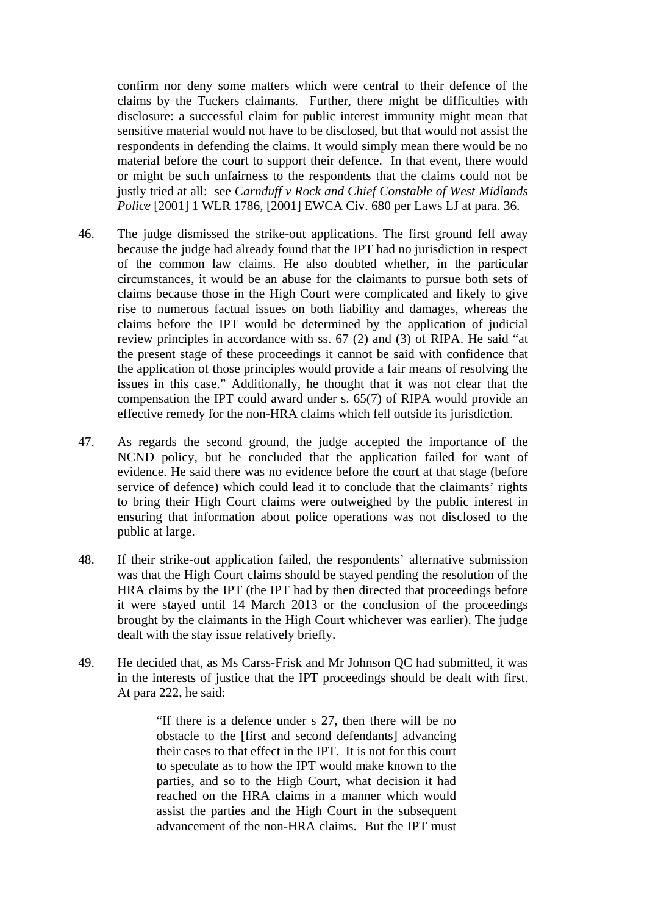confirm nor deny some matters which were central to their defence of the claims by the Tuckers claimants. Further, there might be difficulties with disclosure: a successful claim for public interest immunity might mean that sensitive material would not have to be disclosed, but that would not assist the respondents in defending the claims. It would simply mean there would be no material before the court to support their defence. In that event, there would or might be such unfairness to the respondents that the claims could not be justly tried at all: see *Carnduff v Rock and Chief Constable of West Midlands Police* [2001] 1 WLR 1786, [2001] EWCA Civ. 680 per Laws LJ at para. 36.

46. The judge dismissed the strike-out applications. The first ground fell away because the judge had already found that the IPT had no jurisdiction in respect of the common law claims. He also doubted whether, in the particular circumstances, it would be an abuse for the claimants to pursue both sets of claims because those in the High Court were complicated and likely to give rise to numerous factual issues on both liability and damages, whereas the claims before the IPT would be determined by the application of judicial review principles in accordance with ss. 67 (2) and (3) of RIPA. He said "at the present stage of these proceedings it cannot be said with confidence that the application of those principles would provide a fair means of resolving the issues in this case." Additionally, he thought that it was not clear that the compensation the IPT could award under s. 65(7) of RIPA would provide an effective remedy for the non-HRA claims which fell outside its jurisdiction.

47. As regards the second ground, the judge accepted the importance of the NCND policy, but he concluded that the application failed for want of evidence. He said there was no evidence before the court at that stage (before service of defence) which could lead it to conclude that the claimants' rights to bring their High Court claims were outweighed by the public interest in ensuring that information about police operations was not disclosed to the public at large.

48. If their strike-out application failed, the respondents' alternative submission was that the High Court claims should be stayed pending the resolution of the HRA claims by the IPT (the IPT had by then directed that proceedings before it were stayed until 14 March 2013 or the conclusion of the proceedings brought by the claimants in the High Court whichever was earlier). The judge dealt with the stay issue relatively briefly.

49. He decided that, as Ms Carss-Frisk and Mr Johnson QC had submitted, it was in the interests of justice that the IPT proceedings should be dealt with first. At para 222, he said:

> "If there is a defence under s 27, then there will be no obstacle to the [first and second defendants] advancing their cases to that effect in the IPT. It is not for this court to speculate as to how the IPT would make known to the parties, and so to the High Court, what decision it had reached on the HRA claims in a manner which would assist the parties and the High Court in the subsequent advancement of the non-HRA claims. But the IPT must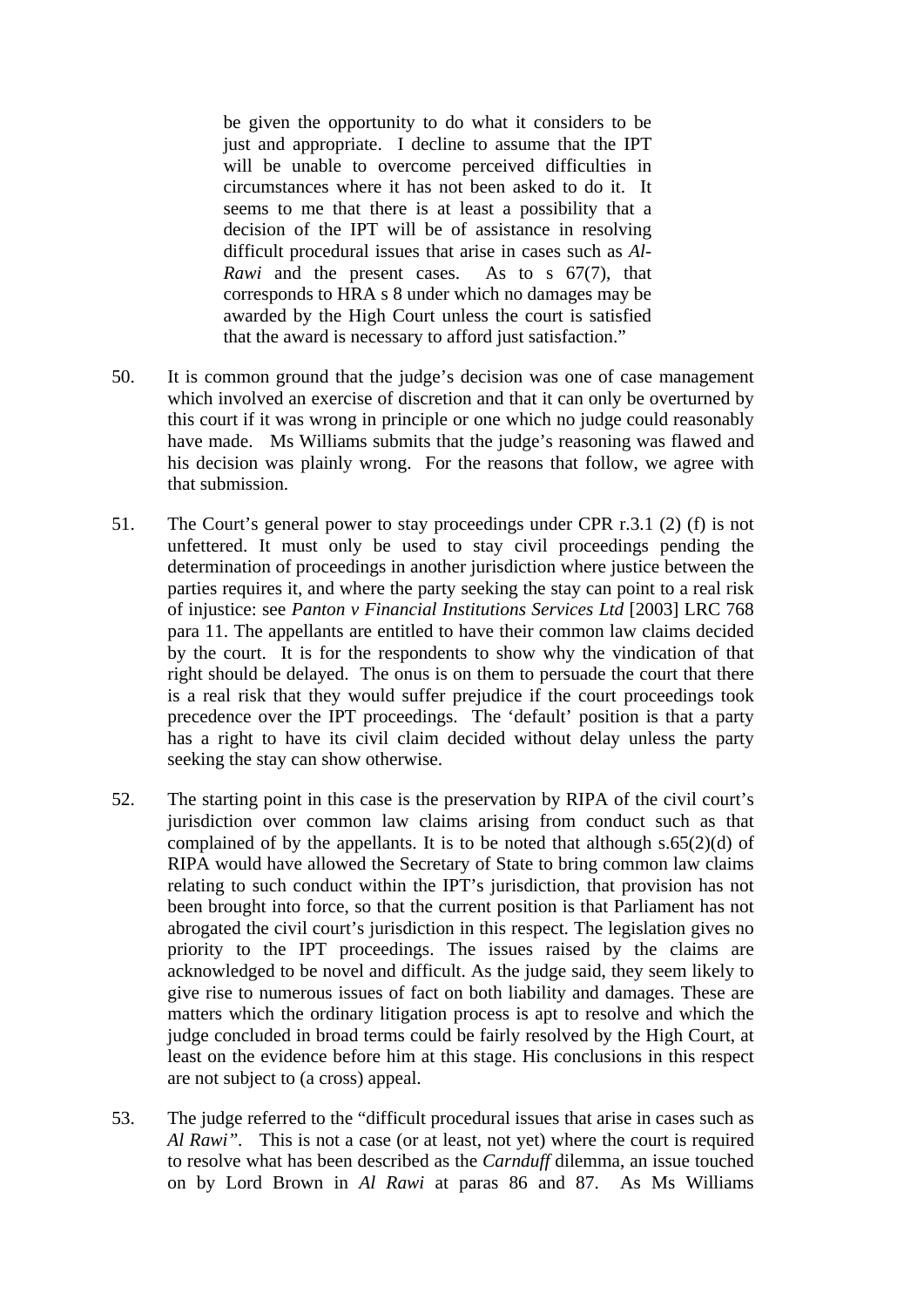> be given the opportunity to do what it considers to be just and appropriate. I decline to assume that the IPT will be unable to overcome perceived difficulties in circumstances where it has not been asked to do it. It seems to me that there is at least a possibility that a decision of the IPT will be of assistance in resolving difficult procedural issues that arise in cases such as *Al-Rawi* and the present cases. As to s 67(7), that corresponds to HRA s 8 under which no damages may be awarded by the High Court unless the court is satisfied that the award is necessary to afford just satisfaction."

50. It is common ground that the judge's decision was one of case management which involved an exercise of discretion and that it can only be overturned by this court if it was wrong in principle or one which no judge could reasonably have made. Ms Williams submits that the judge's reasoning was flawed and his decision was plainly wrong. For the reasons that follow, we agree with that submission.

51. The Court's general power to stay proceedings under CPR r.3.1 (2) (f) is not unfettered. It must only be used to stay civil proceedings pending the determination of proceedings in another jurisdiction where justice between the parties requires it, and where the party seeking the stay can point to a real risk of injustice: see *Panton v Financial Institutions Services Ltd* [2003] LRC 768 para 11. The appellants are entitled to have their common law claims decided by the court. It is for the respondents to show why the vindication of that right should be delayed. The onus is on them to persuade the court that there is a real risk that they would suffer prejudice if the court proceedings took precedence over the IPT proceedings. The 'default' position is that a party has a right to have its civil claim decided without delay unless the party seeking the stay can show otherwise.

52. The starting point in this case is the preservation by RIPA of the civil court's jurisdiction over common law claims arising from conduct such as that complained of by the appellants. It is to be noted that although s.65(2)(d) of RIPA would have allowed the Secretary of State to bring common law claims relating to such conduct within the IPT's jurisdiction, that provision has not been brought into force, so that the current position is that Parliament has not abrogated the civil court's jurisdiction in this respect. The legislation gives no priority to the IPT proceedings. The issues raised by the claims are acknowledged to be novel and difficult. As the judge said, they seem likely to give rise to numerous issues of fact on both liability and damages. These are matters which the ordinary litigation process is apt to resolve and which the judge concluded in broad terms could be fairly resolved by the High Court, at least on the evidence before him at this stage. His conclusions in this respect are not subject to (a cross) appeal.

53. The judge referred to the "difficult procedural issues that arise in cases such as *Al Rawi"*. This is not a case (or at least, not yet) where the court is required to resolve what has been described as the *Carnduff* dilemma, an issue touched on by Lord Brown in *Al Rawi* at paras 86 and 87. As Ms Williams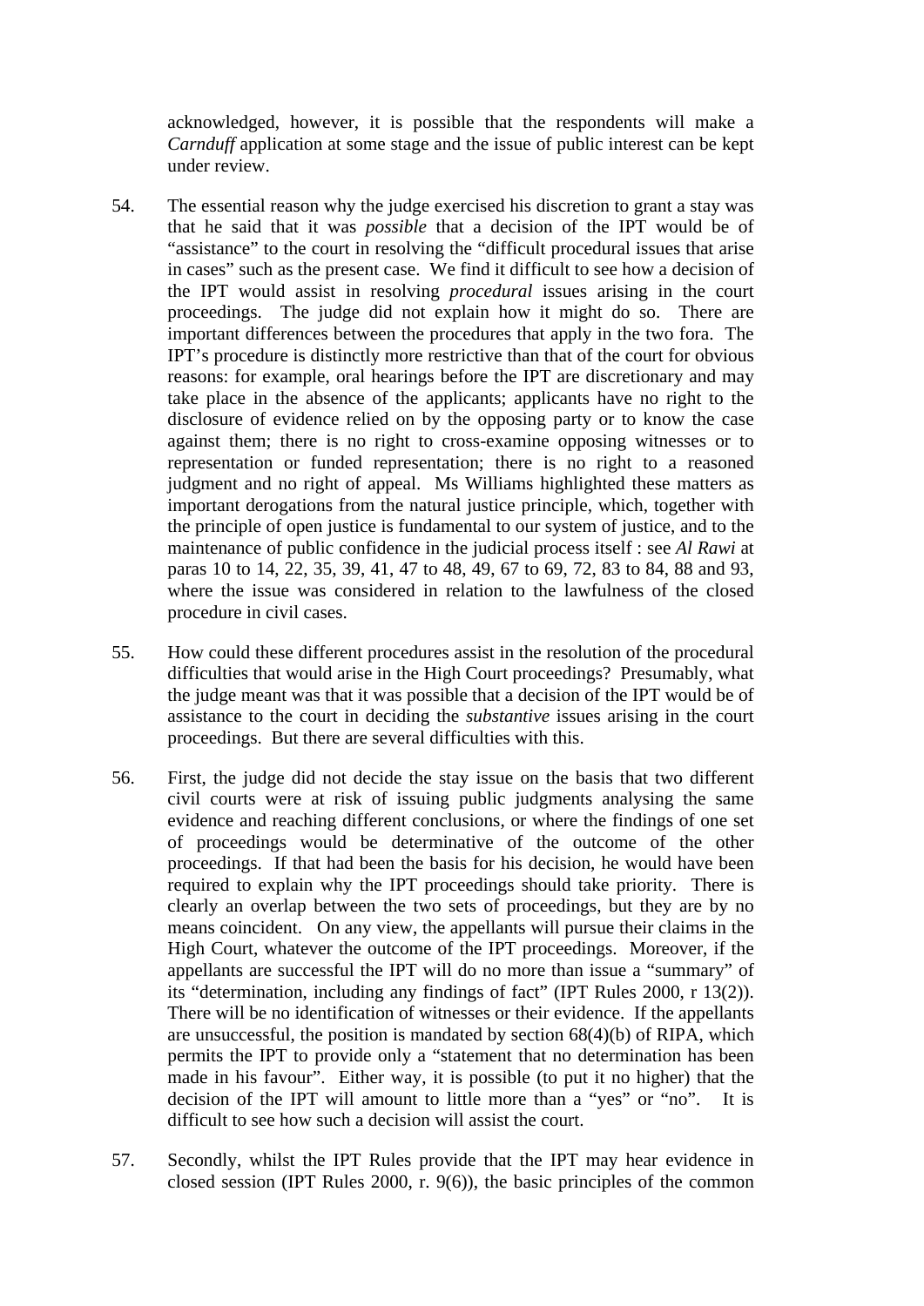acknowledged, however, it is possible that the respondents will make a *Carnduff* application at some stage and the issue of public interest can be kept under review.

54. The essential reason why the judge exercised his discretion to grant a stay was that he said that it was *possible* that a decision of the IPT would be of "assistance" to the court in resolving the "difficult procedural issues that arise in cases" such as the present case. We find it difficult to see how a decision of the IPT would assist in resolving *procedural* issues arising in the court proceedings. The judge did not explain how it might do so. There are important differences between the procedures that apply in the two fora. The IPT's procedure is distinctly more restrictive than that of the court for obvious reasons: for example, oral hearings before the IPT are discretionary and may take place in the absence of the applicants; applicants have no right to the disclosure of evidence relied on by the opposing party or to know the case against them; there is no right to cross-examine opposing witnesses or to representation or funded representation; there is no right to a reasoned judgment and no right of appeal. Ms Williams highlighted these matters as important derogations from the natural justice principle, which, together with the principle of open justice is fundamental to our system of justice, and to the maintenance of public confidence in the judicial process itself : see *Al Rawi* at paras 10 to 14, 22, 35, 39, 41, 47 to 48, 49, 67 to 69, 72, 83 to 84, 88 and 93, where the issue was considered in relation to the lawfulness of the closed procedure in civil cases.

55. How could these different procedures assist in the resolution of the procedural difficulties that would arise in the High Court proceedings? Presumably, what the judge meant was that it was possible that a decision of the IPT would be of assistance to the court in deciding the *substantive* issues arising in the court proceedings. But there are several difficulties with this.

56. First, the judge did not decide the stay issue on the basis that two different civil courts were at risk of issuing public judgments analysing the same evidence and reaching different conclusions, or where the findings of one set of proceedings would be determinative of the outcome of the other proceedings. If that had been the basis for his decision, he would have been required to explain why the IPT proceedings should take priority. There is clearly an overlap between the two sets of proceedings, but they are by no means coincident. On any view, the appellants will pursue their claims in the High Court, whatever the outcome of the IPT proceedings. Moreover, if the appellants are successful the IPT will do no more than issue a "summary" of its "determination, including any findings of fact" (IPT Rules 2000, r 13(2)). There will be no identification of witnesses or their evidence. If the appellants are unsuccessful, the position is mandated by section 68(4)(b) of RIPA, which permits the IPT to provide only a "statement that no determination has been made in his favour". Either way, it is possible (to put it no higher) that the decision of the IPT will amount to little more than a "yes" or "no". It is difficult to see how such a decision will assist the court.

57. Secondly, whilst the IPT Rules provide that the IPT may hear evidence in closed session (IPT Rules 2000, r. 9(6)), the basic principles of the common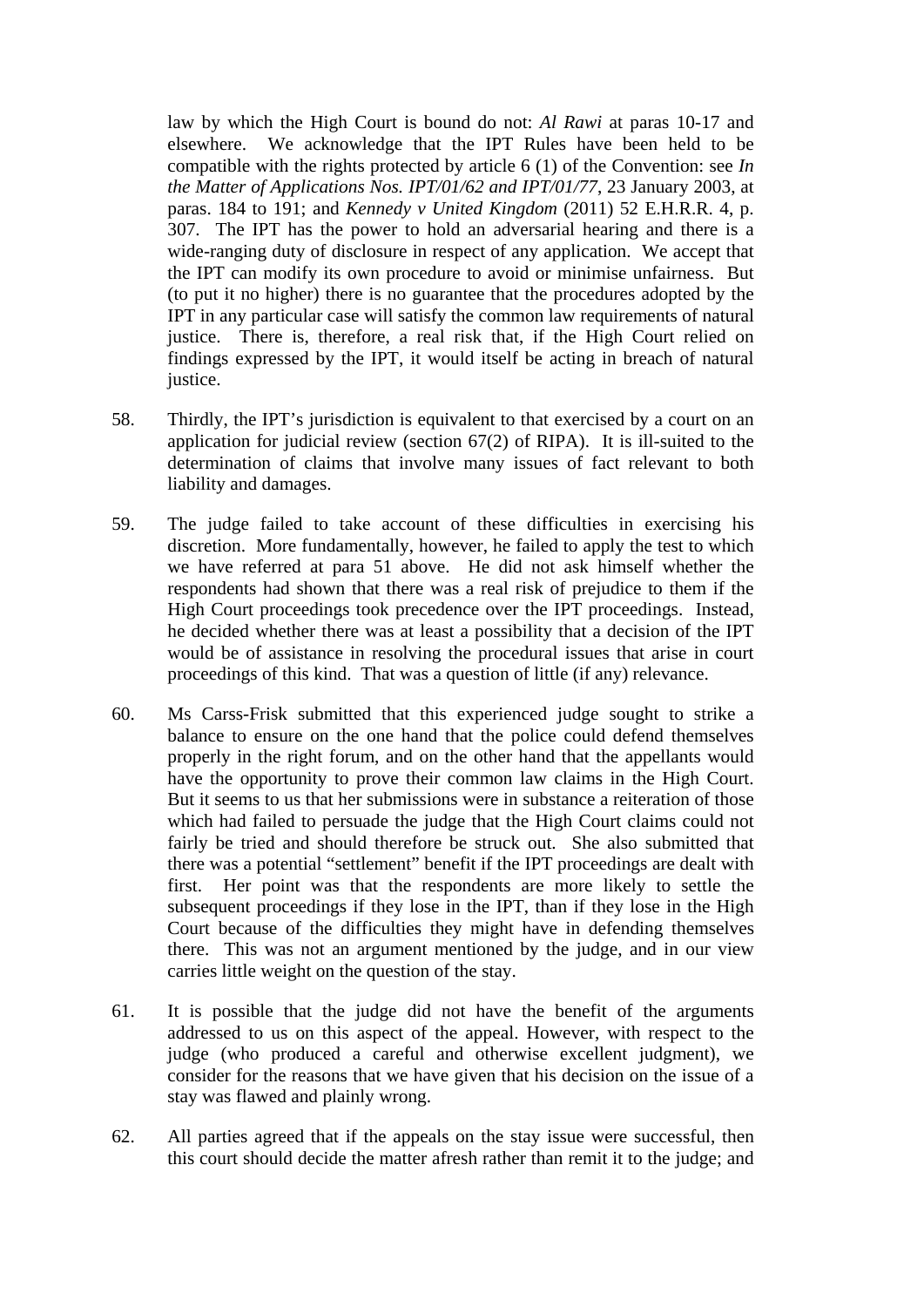law by which the High Court is bound do not: *Al Rawi* at paras 10-17 and elsewhere. We acknowledge that the IPT Rules have been held to be compatible with the rights protected by article 6 (1) of the Convention: see *In the Matter of Applications Nos. IPT/01/62 and IPT/01/77*, 23 January 2003, at paras. 184 to 191; and *Kennedy v United Kingdom* (2011) 52 E.H.R.R. 4, p. 307. The IPT has the power to hold an adversarial hearing and there is a wide-ranging duty of disclosure in respect of any application. We accept that the IPT can modify its own procedure to avoid or minimise unfairness. But (to put it no higher) there is no guarantee that the procedures adopted by the IPT in any particular case will satisfy the common law requirements of natural justice. There is, therefore, a real risk that, if the High Court relied on findings expressed by the IPT, it would itself be acting in breach of natural justice.

58. Thirdly, the IPT's jurisdiction is equivalent to that exercised by a court on an application for judicial review (section 67(2) of RIPA). It is ill-suited to the determination of claims that involve many issues of fact relevant to both liability and damages.

59. The judge failed to take account of these difficulties in exercising his discretion. More fundamentally, however, he failed to apply the test to which we have referred at para 51 above. He did not ask himself whether the respondents had shown that there was a real risk of prejudice to them if the High Court proceedings took precedence over the IPT proceedings. Instead, he decided whether there was at least a possibility that a decision of the IPT would be of assistance in resolving the procedural issues that arise in court proceedings of this kind. That was a question of little (if any) relevance.

60. Ms Carss-Frisk submitted that this experienced judge sought to strike a balance to ensure on the one hand that the police could defend themselves properly in the right forum, and on the other hand that the appellants would have the opportunity to prove their common law claims in the High Court. But it seems to us that her submissions were in substance a reiteration of those which had failed to persuade the judge that the High Court claims could not fairly be tried and should therefore be struck out. She also submitted that there was a potential "settlement" benefit if the IPT proceedings are dealt with first. Her point was that the respondents are more likely to settle the subsequent proceedings if they lose in the IPT, than if they lose in the High Court because of the difficulties they might have in defending themselves there. This was not an argument mentioned by the judge, and in our view carries little weight on the question of the stay.

61. It is possible that the judge did not have the benefit of the arguments addressed to us on this aspect of the appeal. However, with respect to the judge (who produced a careful and otherwise excellent judgment), we consider for the reasons that we have given that his decision on the issue of a stay was flawed and plainly wrong.

62. All parties agreed that if the appeals on the stay issue were successful, then this court should decide the matter afresh rather than remit it to the judge; and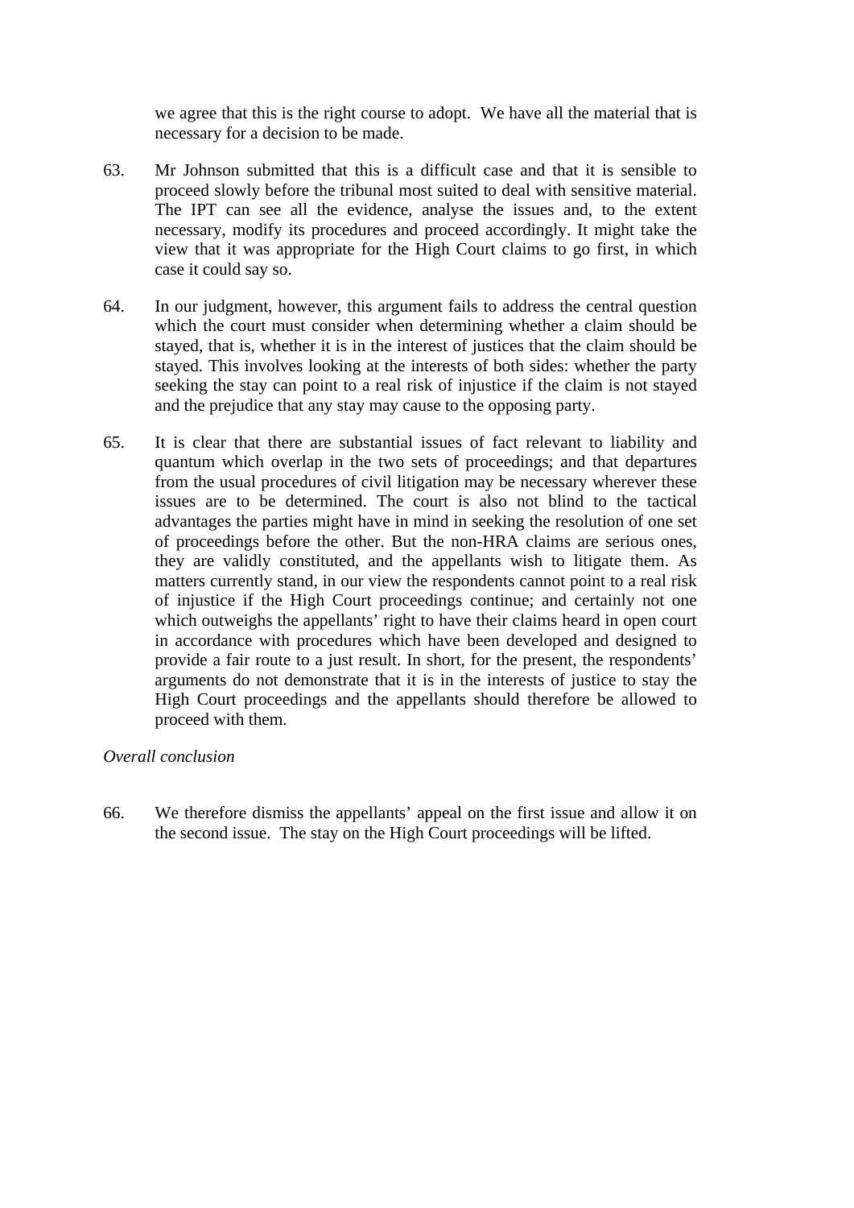we agree that this is the right course to adopt. We have all the material that is necessary for a decision to be made.

63. Mr Johnson submitted that this is a difficult case and that it is sensible to proceed slowly before the tribunal most suited to deal with sensitive material. The IPT can see all the evidence, analyse the issues and, to the extent necessary, modify its procedures and proceed accordingly. It might take the view that it was appropriate for the High Court claims to go first, in which case it could say so.

64. In our judgment, however, this argument fails to address the central question which the court must consider when determining whether a claim should be stayed, that is, whether it is in the interest of justices that the claim should be stayed. This involves looking at the interests of both sides: whether the party seeking the stay can point to a real risk of injustice if the claim is not stayed and the prejudice that any stay may cause to the opposing party.

65. It is clear that there are substantial issues of fact relevant to liability and quantum which overlap in the two sets of proceedings; and that departures from the usual procedures of civil litigation may be necessary wherever these issues are to be determined. The court is also not blind to the tactical advantages the parties might have in mind in seeking the resolution of one set of proceedings before the other. But the non-HRA claims are serious ones, they are validly constituted, and the appellants wish to litigate them. As matters currently stand, in our view the respondents cannot point to a real risk of injustice if the High Court proceedings continue; and certainly not one which outweighs the appellants' right to have their claims heard in open court in accordance with procedures which have been developed and designed to provide a fair route to a just result. In short, for the present, the respondents' arguments do not demonstrate that it is in the interests of justice to stay the High Court proceedings and the appellants should therefore be allowed to proceed with them.

*Overall conclusion*

66. We therefore dismiss the appellants' appeal on the first issue and allow it on the second issue. The stay on the High Court proceedings will be lifted.